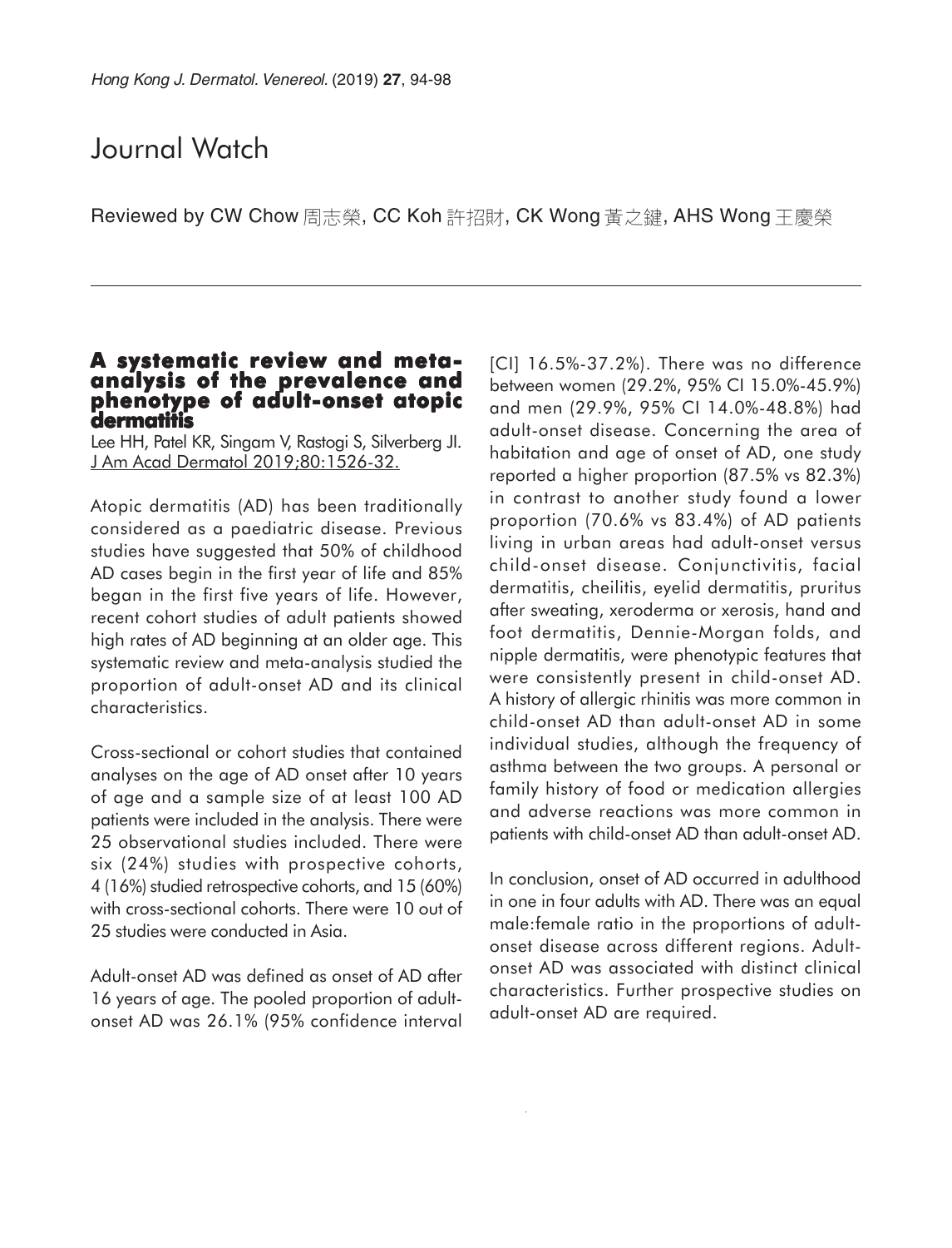# Journal Watch

Reviewed by CW Chow 周志榮, CC Koh 許招財, CK Wong 黃之鍵, AHS Wong 王慶榮

## A systematic review and meta-analysis of the prevalence and phenotype of adult-onset atopic dermatitis

Lee HH, Patel KR, Singam V, Rastogi S, Silverberg JI. J Am Acad Dermatol 2019;80:1526-32.

Atopic dermatitis (AD) has been traditionally considered as a paediatric disease. Previous studies have suggested that 50% of childhood AD cases begin in the first year of life and 85% began in the first five years of life. However, recent cohort studies of adult patients showed high rates of AD beginning at an older age. This systematic review and meta-analysis studied the proportion of adult-onset AD and its clinical characteristics.

Cross-sectional or cohort studies that contained analyses on the age of AD onset after 10 years of age and a sample size of at least 100 AD patients were included in the analysis. There were 25 observational studies included. There were six (24%) studies with prospective cohorts, 4 (16%) studied retrospective cohorts, and 15 (60%) with cross-sectional cohorts. There were 10 out of 25 studies were conducted in Asia.

Adult-onset AD was defined as onset of AD after 16 years of age. The pooled proportion of adult-onset AD was 26.1% (95% confidence interval [CI] 16.5%-37.2%). There was no difference between women (29.2%, 95% CI 15.0%-45.9%) and men (29.9%, 95% CI 14.0%-48.8%) had adult-onset disease. Concerning the area of habitation and age of onset of AD, one study reported a higher proportion (87.5% vs 82.3%) in contrast to another study found a lower proportion (70.6% vs 83.4%) of AD patients living in urban areas had adult-onset versus child-onset disease. Conjunctivitis, facial dermatitis, cheilitis, eyelid dermatitis, pruritus after sweating, xeroderma or xerosis, hand and foot dermatitis, Dennie-Morgan folds, and nipple dermatitis, were phenotypic features that were consistently present in child-onset AD. A history of allergic rhinitis was more common in child-onset AD than adult-onset AD in some individual studies, although the frequency of asthma between the two groups. A personal or family history of food or medication allergies and adverse reactions was more common in patients with child-onset AD than adult-onset AD.

In conclusion, onset of AD occurred in adulthood in one in four adults with AD. There was an equal male:female ratio in the proportions of adult-onset disease across different regions. Adult-onset AD was associated with distinct clinical characteristics. Further prospective studies on adult-onset AD are required.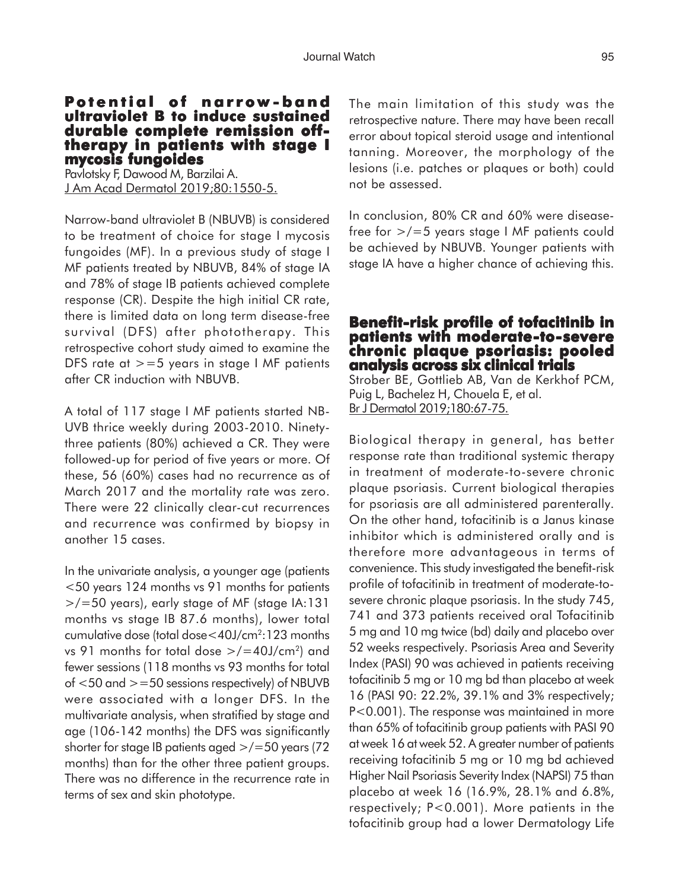## Potential of narrow-band ultraviolet B to induce sustained durable complete remission off-therapy in patients with stage I mycosis fungoides

Pavlotsky F, Dawood M, Barzilai A.
J Am Acad Dermatol 2019;80:1550-5.

Narrow-band ultraviolet B (NBUVB) is considered to be treatment of choice for stage I mycosis fungoides (MF). In a previous study of stage I MF patients treated by NBUVB, 84% of stage IA and 78% of stage IB patients achieved complete response (CR). Despite the high initial CR rate, there is limited data on long term disease-free survival (DFS) after phototherapy. This retrospective cohort study aimed to examine the DFS rate at >=5 years in stage I MF patients after CR induction with NBUVB.

A total of 117 stage I MF patients started NB-UVB thrice weekly during 2003-2010. Ninety-three patients (80%) achieved a CR. They were followed-up for period of five years or more. Of these, 56 (60%) cases had no recurrence as of March 2017 and the mortality rate was zero. There were 22 clinically clear-cut recurrences and recurrence was confirmed by biopsy in another 15 cases.

In the univariate analysis, a younger age (patients <50 years 124 months vs 91 months for patients >/=50 years), early stage of MF (stage IA:131 months vs stage IB 87.6 months), lower total cumulative dose (total dose<40J/cm$^2$:123 months vs 91 months for total dose >/=40J/cm$^2$) and fewer sessions (118 months vs 93 months for total of <50 and >=50 sessions respectively) of NBUVB were associated with a longer DFS. In the multivariate analysis, when stratified by stage and age (106-142 months) the DFS was significantly shorter for stage IB patients aged >/=50 years (72 months) than for the other three patient groups. There was no difference in the recurrence rate in terms of sex and skin phototype.

The main limitation of this study was the retrospective nature. There may have been recall error about topical steroid usage and intentional tanning. Moreover, the morphology of the lesions (i.e. patches or plaques or both) could not be assessed.

In conclusion, 80% CR and 60% were disease-free for >/=5 years stage I MF patients could be achieved by NBUVB. Younger patients with stage IA have a higher chance of achieving this.

## Benefit-risk profile of tofacitinib in patients with moderate-to-severe chronic plaque psoriasis: pooled analysis across six clinical trials

Strober BE, Gottlieb AB, Van de Kerkhof PCM, Puig L, Bachelez H, Chouela E, et al.
Br J Dermatol 2019;180:67-75.

Biological therapy in general, has better response rate than traditional systemic therapy in treatment of moderate-to-severe chronic plaque psoriasis. Current biological therapies for psoriasis are all administered parenterally. On the other hand, tofacitinib is a Janus kinase inhibitor which is administered orally and is therefore more advantageous in terms of convenience. This study investigated the benefit-risk profile of tofacitinib in treatment of moderate-to-severe chronic plaque psoriasis. In the study 745, 741 and 373 patients received oral Tofacitinib 5 mg and 10 mg twice (bd) daily and placebo over 52 weeks respectively. Psoriasis Area and Severity Index (PASI) 90 was achieved in patients receiving tofacitinib 5 mg or 10 mg bd than placebo at week 16 (PASI 90: 22.2%, 39.1% and 3% respectively; P<0.001). The response was maintained in more than 65% of tofacitinib group patients with PASI 90 at week 16 at week 52. A greater number of patients receiving tofacitinib 5 mg or 10 mg bd achieved Higher Nail Psoriasis Severity Index (NAPSI) 75 than placebo at week 16 (16.9%, 28.1% and 6.8%, respectively; P<0.001). More patients in the tofacitinib group had a lower Dermatology Life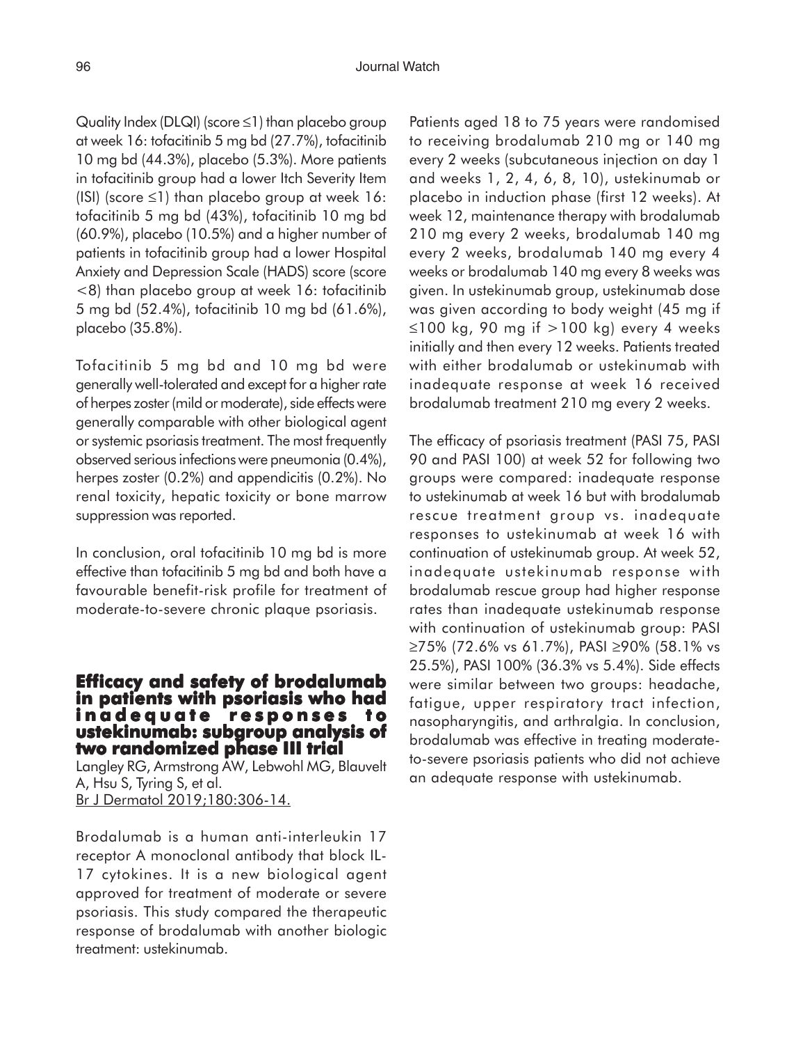Quality Index (DLQI) (score ≤1) than placebo group at week 16: tofacitinib 5 mg bd (27.7%), tofacitinib 10 mg bd (44.3%), placebo (5.3%). More patients in tofacitinib group had a lower Itch Severity Item (ISI) (score ≤1) than placebo group at week 16: tofacitinib 5 mg bd (43%), tofacitinib 10 mg bd (60.9%), placebo (10.5%) and a higher number of patients in tofacitinib group had a lower Hospital Anxiety and Depression Scale (HADS) score (score <8) than placebo group at week 16: tofacitinib 5 mg bd (52.4%), tofacitinib 10 mg bd (61.6%), placebo (35.8%).

Tofacitinib 5 mg bd and 10 mg bd were generally well-tolerated and except for a higher rate of herpes zoster (mild or moderate), side effects were generally comparable with other biological agent or systemic psoriasis treatment. The most frequently observed serious infections were pneumonia (0.4%), herpes zoster (0.2%) and appendicitis (0.2%). No renal toxicity, hepatic toxicity or bone marrow suppression was reported.

In conclusion, oral tofacitinib 10 mg bd is more effective than tofacitinib 5 mg bd and both have a favourable benefit-risk profile for treatment of moderate-to-severe chronic plaque psoriasis.

## Efficacy and safety of brodalumab in patients with psoriasis who had inadequate responses to ustekinumab: subgroup analysis of two randomized phase III trial

Langley RG, Armstrong AW, Lebwohl MG, Blauvelt A, Hsu S, Tyring S, et al.
Br J Dermatol 2019;180:306-14.

Brodalumab is a human anti-interleukin 17 receptor A monoclonal antibody that block IL-17 cytokines. It is a new biological agent approved for treatment of moderate or severe psoriasis. This study compared the therapeutic response of brodalumab with another biologic treatment: ustekinumab.

Patients aged 18 to 75 years were randomised to receiving brodalumab 210 mg or 140 mg every 2 weeks (subcutaneous injection on day 1 and weeks 1, 2, 4, 6, 8, 10), ustekinumab or placebo in induction phase (first 12 weeks). At week 12, maintenance therapy with brodalumab 210 mg every 2 weeks, brodalumab 140 mg every 2 weeks, brodalumab 140 mg every 4 weeks or brodalumab 140 mg every 8 weeks was given. In ustekinumab group, ustekinumab dose was given according to body weight (45 mg if ≤100 kg, 90 mg if >100 kg) every 4 weeks initially and then every 12 weeks. Patients treated with either brodalumab or ustekinumab with inadequate response at week 16 received brodalumab treatment 210 mg every 2 weeks.

The efficacy of psoriasis treatment (PASI 75, PASI 90 and PASI 100) at week 52 for following two groups were compared: inadequate response to ustekinumab at week 16 but with brodalumab rescue treatment group vs. inadequate responses to ustekinumab at week 16 with continuation of ustekinumab group. At week 52, inadequate ustekinumab response with brodalumab rescue group had higher response rates than inadequate ustekinumab response with continuation of ustekinumab group: PASI ≥75% (72.6% vs 61.7%), PASI ≥90% (58.1% vs 25.5%), PASI 100% (36.3% vs 5.4%). Side effects were similar between two groups: headache, fatigue, upper respiratory tract infection, nasopharyngitis, and arthralgia. In conclusion, brodalumab was effective in treating moderate-to-severe psoriasis patients who did not achieve an adequate response with ustekinumab.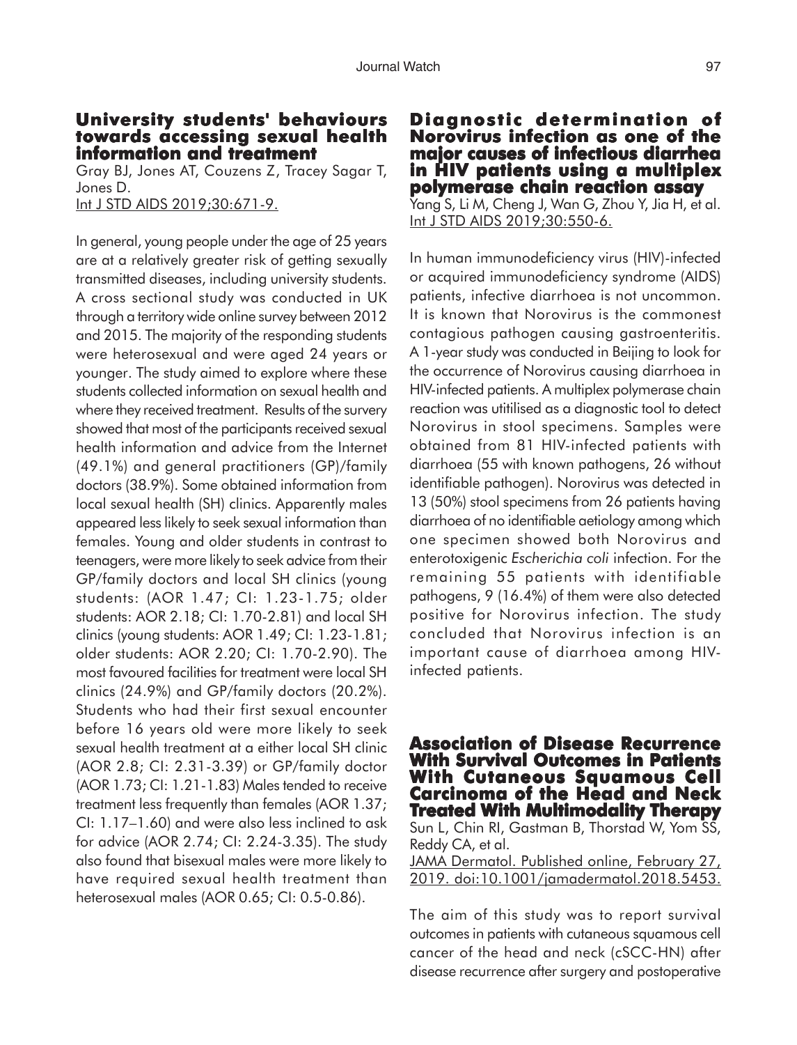## University students' behaviours towards accessing sexual health information and treatment

Gray BJ, Jones AT, Couzens Z, Tracey Sagar T, Jones D.
Int J STD AIDS 2019;30:671-9.

In general, young people under the age of 25 years are at a relatively greater risk of getting sexually transmitted diseases, including university students. A cross sectional study was conducted in UK through a territory wide online survey between 2012 and 2015. The majority of the responding students were heterosexual and were aged 24 years or younger. The study aimed to explore where these students collected information on sexual health and where they received treatment. Results of the survery showed that most of the participants received sexual health information and advice from the Internet (49.1%) and general practitioners (GP)/family doctors (38.9%). Some obtained information from local sexual health (SH) clinics. Apparently males appeared less likely to seek sexual information than females. Young and older students in contrast to teenagers, were more likely to seek advice from their GP/family doctors and local SH clinics (young students: (AOR 1.47; CI: 1.23-1.75; older students: AOR 2.18; CI: 1.70-2.81) and local SH clinics (young students: AOR 1.49; CI: 1.23-1.81; older students: AOR 2.20; CI: 1.70-2.90). The most favoured facilities for treatment were local SH clinics (24.9%) and GP/family doctors (20.2%). Students who had their first sexual encounter before 16 years old were more likely to seek sexual health treatment at a either local SH clinic (AOR 2.8; CI: 2.31-3.39) or GP/family doctor (AOR 1.73; CI: 1.21-1.83) Males tended to receive treatment less frequently than females (AOR 1.37; CI: 1.17–1.60) and were also less inclined to ask for advice (AOR 2.74; CI: 2.24-3.35). The study also found that bisexual males were more likely to have required sexual health treatment than heterosexual males (AOR 0.65; CI: 0.5-0.86).

## Diagnostic determination of Norovirus infection as one of the major causes of infectious diarrhea in HIV patients using a multiplex polymerase chain reaction assay

Yang S, Li M, Cheng J, Wan G, Zhou Y, Jia H, et al.
Int J STD AIDS 2019;30:550-6.

In human immunodeficiency virus (HIV)-infected or acquired immunodeficiency syndrome (AIDS) patients, infective diarrhoea is not uncommon. It is known that Norovirus is the commonest contagious pathogen causing gastroenteritis. A 1-year study was conducted in Beijing to look for the occurrence of Norovirus causing diarrhoea in HIV-infected patients. A multiplex polymerase chain reaction was utitilised as a diagnostic tool to detect Norovirus in stool specimens. Samples were obtained from 81 HIV-infected patients with diarrhoea (55 with known pathogens, 26 without identifiable pathogen). Norovirus was detected in 13 (50%) stool specimens from 26 patients having diarrhoea of no identifiable aetiology among which one specimen showed both Norovirus and enterotoxigenic *Escherichia coli* infection. For the remaining 55 patients with identifiable pathogens, 9 (16.4%) of them were also detected positive for Norovirus infection. The study concluded that Norovirus infection is an important cause of diarrhoea among HIV-infected patients.

## Association of Disease Recurrence With Survival Outcomes in Patients With Cutaneous Squamous Cell Carcinoma of the Head and Neck Treated With Multimodality Therapy

Sun L, Chin RI, Gastman B, Thorstad W, Yom SS, Reddy CA, et al.
JAMA Dermatol. Published online, February 27, 2019. doi:10.1001/jamadermatol.2018.5453.

The aim of this study was to report survival outcomes in patients with cutaneous squamous cell cancer of the head and neck (cSCC-HN) after disease recurrence after surgery and postoperative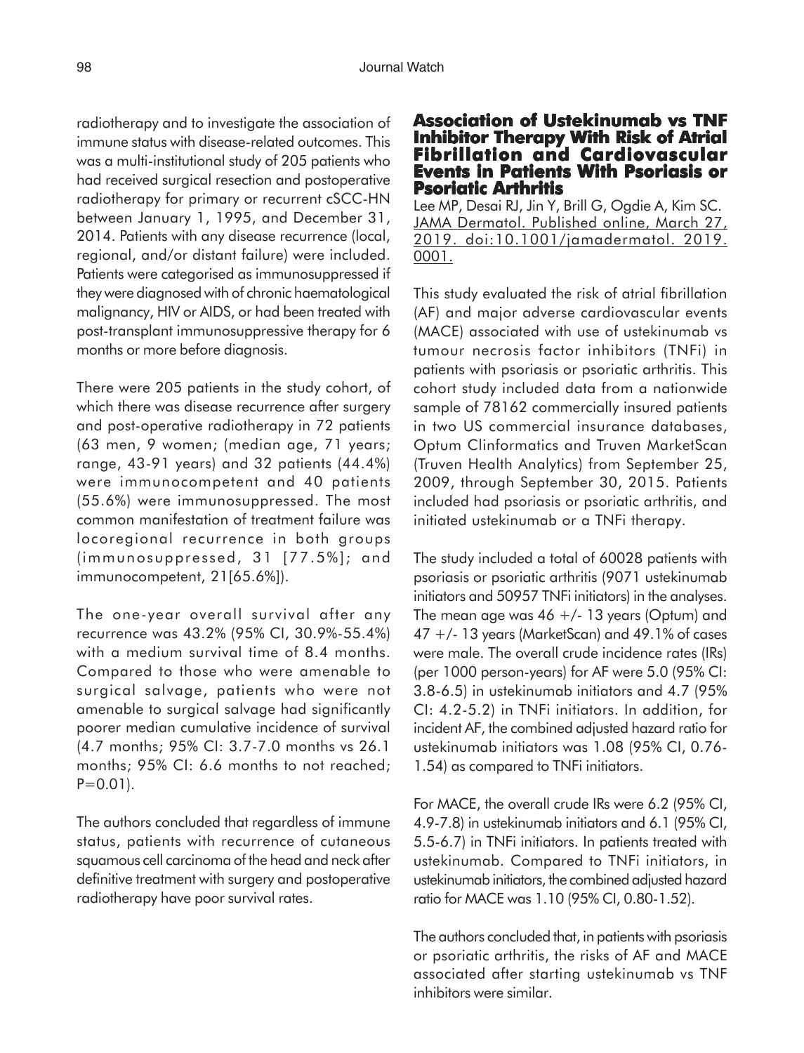radiotherapy and to investigate the association of immune status with disease-related outcomes. This was a multi-institutional study of 205 patients who had received surgical resection and postoperative radiotherapy for primary or recurrent cSCC-HN between January 1, 1995, and December 31, 2014. Patients with any disease recurrence (local, regional, and/or distant failure) were included. Patients were categorised as immunosuppressed if they were diagnosed with of chronic haematological malignancy, HIV or AIDS, or had been treated with post-transplant immunosuppressive therapy for 6 months or more before diagnosis.

There were 205 patients in the study cohort, of which there was disease recurrence after surgery and post-operative radiotherapy in 72 patients (63 men, 9 women; (median age, 71 years; range, 43-91 years) and 32 patients (44.4%) were immunocompetent and 40 patients (55.6%) were immunosuppressed. The most common manifestation of treatment failure was locoregional recurrence in both groups (immunosuppressed, 31 [77.5%]; and immunocompetent, 21[65.6%]).

The one-year overall survival after any recurrence was 43.2% (95% CI, 30.9%-55.4%) with a medium survival time of 8.4 months. Compared to those who were amenable to surgical salvage, patients who were not amenable to surgical salvage had significantly poorer median cumulative incidence of survival (4.7 months; 95% CI: 3.7-7.0 months vs 26.1 months; 95% CI: 6.6 months to not reached; P=0.01).

The authors concluded that regardless of immune status, patients with recurrence of cutaneous squamous cell carcinoma of the head and neck after definitive treatment with surgery and postoperative radiotherapy have poor survival rates.

## Association of Ustekinumab vs TNF Inhibitor Therapy With Risk of Atrial Fibrillation and Cardiovascular Events in Patients With Psoriasis or Psoriatic Arthritis

Lee MP, Desai RJ, Jin Y, Brill G, Ogdie A, Kim SC. JAMA Dermatol. Published online, March 27, 2019. doi:10.1001/jamadermatol. 2019. 0001.

This study evaluated the risk of atrial fibrillation (AF) and major adverse cardiovascular events (MACE) associated with use of ustekinumab vs tumour necrosis factor inhibitors (TNFi) in patients with psoriasis or psoriatic arthritis. This cohort study included data from a nationwide sample of 78162 commercially insured patients in two US commercial insurance databases, Optum Clinformatics and Truven MarketScan (Truven Health Analytics) from September 25, 2009, through September 30, 2015. Patients included had psoriasis or psoriatic arthritis, and initiated ustekinumab or a TNFi therapy.

The study included a total of 60028 patients with psoriasis or psoriatic arthritis (9071 ustekinumab initiators and 50957 TNFi initiators) in the analyses. The mean age was 46 +/- 13 years (Optum) and 47 +/- 13 years (MarketScan) and 49.1% of cases were male. The overall crude incidence rates (IRs) (per 1000 person-years) for AF were 5.0 (95% CI: 3.8-6.5) in ustekinumab initiators and 4.7 (95% CI: 4.2-5.2) in TNFi initiators. In addition, for incident AF, the combined adjusted hazard ratio for ustekinumab initiators was 1.08 (95% CI, 0.76-1.54) as compared to TNFi initiators.

For MACE, the overall crude IRs were 6.2 (95% CI, 4.9-7.8) in ustekinumab initiators and 6.1 (95% CI, 5.5-6.7) in TNFi initiators. In patients treated with ustekinumab. Compared to TNFi initiators, in ustekinumab initiators, the combined adjusted hazard ratio for MACE was 1.10 (95% CI, 0.80-1.52).

The authors concluded that, in patients with psoriasis or psoriatic arthritis, the risks of AF and MACE associated after starting ustekinumab vs TNF inhibitors were similar.